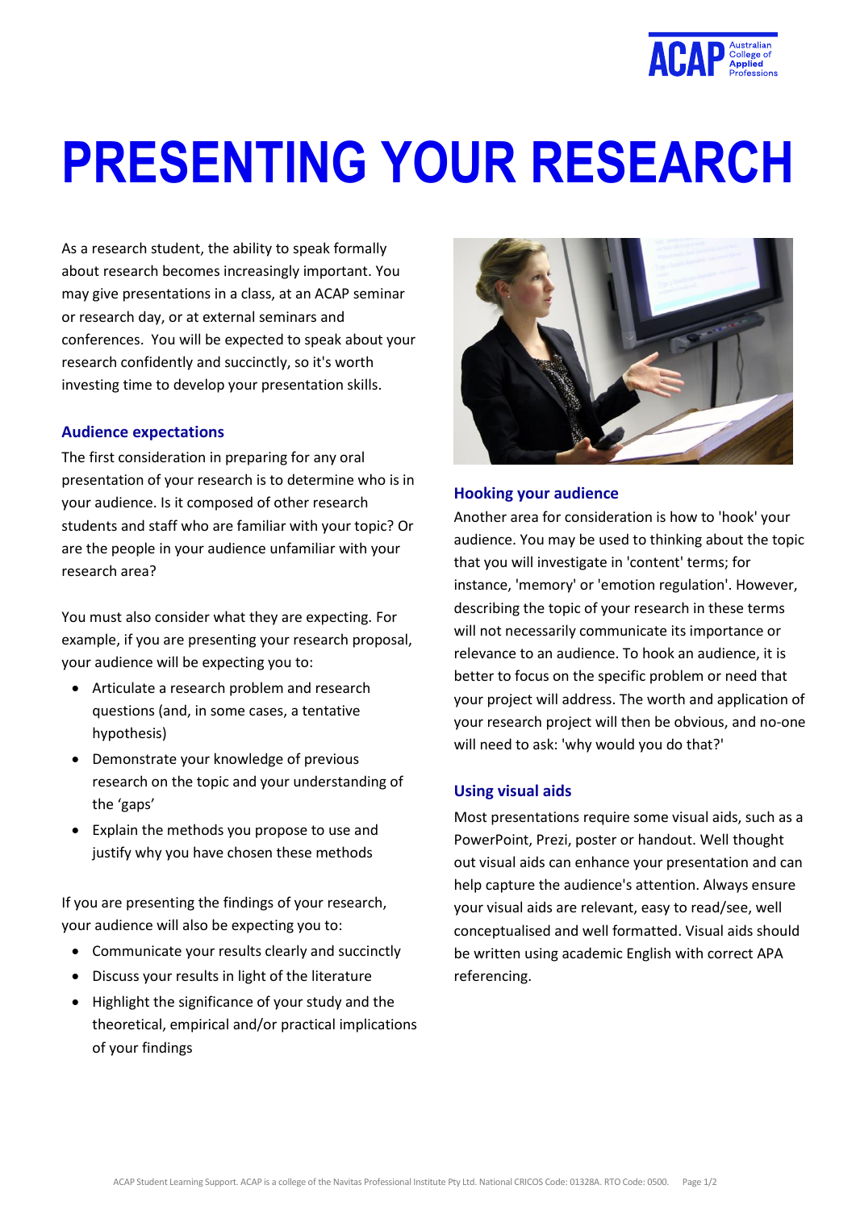# PRESENTING YOUR RESEARCH

As a research student, the ability to speak formally about research becomes increasingly important. You may give presentations in a class, at an ACAP seminar or research day, or at external seminars and conferences. You will be expected to speak about your research confidently and succinctly, so it's worth investing time to develop your presentation skills.

### Audience expectations

The first consideration in preparing for any oral presentation of your research is to determine who is in your audience. Is it composed of other research students and staff who are familiar with your topic? Or are the people in your audience unfamiliar with your research area?

You must also consider what they are expecting. For example, if you are presenting your research proposal, your audience will be expecting you to:

- Articulate a research problem and research questions (and, in some cases, a tentative hypothesis)
- Demonstrate your knowledge of previous research on the topic and your understanding of the 'gaps'
- Explain the methods you propose to use and justify why you have chosen these methods

If you are presenting the findings of your research, your audience will also be expecting you to:

- Communicate your results clearly and succinctly
- Discuss your results in light of the literature
- Highlight the significance of your study and the theoretical, empirical and/or practical implications of your findings

### Hooking your audience

Another area for consideration is how to 'hook' your audience. You may be used to thinking about the topic that you will investigate in 'content' terms; for instance, 'memory' or 'emotion regulation'. However, describing the topic of your research in these terms will not necessarily communicate its importance or relevance to an audience. To hook an audience, it is better to focus on the specific problem or need that your project will address. The worth and application of your research project will then be obvious, and no-one will need to ask: 'why would you do that?'

### Using visual aids

Most presentations require some visual aids, such as a PowerPoint, Prezi, poster or handout. Well thought out visual aids can enhance your presentation and can help capture the audience's attention. Always ensure your visual aids are relevant, easy to read/see, well conceptualised and well formatted. Visual aids should be written using academic English with correct APA referencing.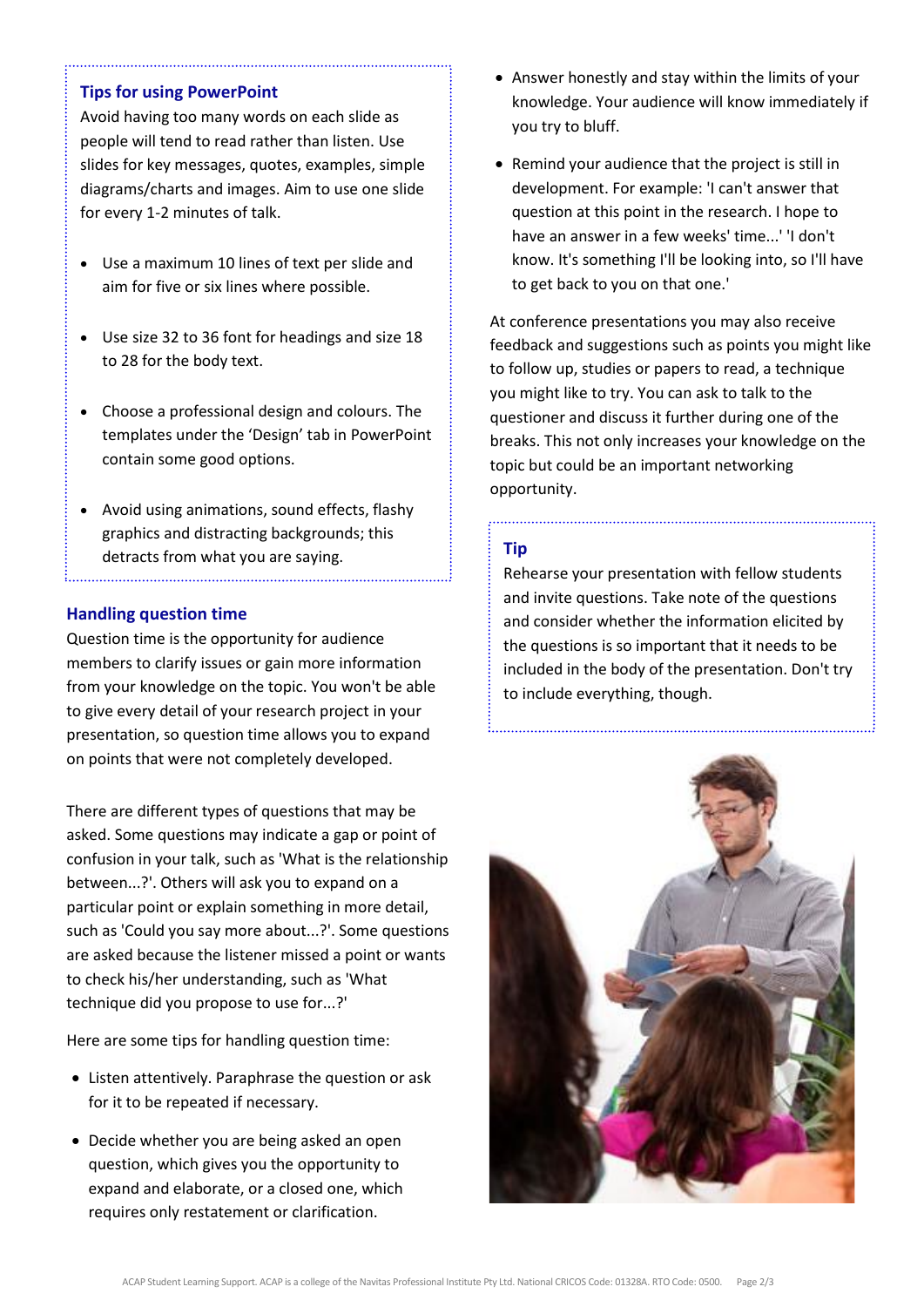### Tips for using PowerPoint

Avoid having too many words on each slide as people will tend to read rather than listen. Use slides for key messages, quotes, examples, simple diagrams/charts and images. Aim to use one slide for every 1-2 minutes of talk.

- Use a maximum 10 lines of text per slide and aim for five or six lines where possible.
- Use size 32 to 36 font for headings and size 18 to 28 for the body text.
- Choose a professional design and colours. The templates under the 'Design' tab in PowerPoint contain some good options.
- Avoid using animations, sound effects, flashy graphics and distracting backgrounds; this detracts from what you are saying.

### Handling question time

Question time is the opportunity for audience members to clarify issues or gain more information from your knowledge on the topic. You won't be able to give every detail of your research project in your presentation, so question time allows you to expand on points that were not completely developed.

There are different types of questions that may be asked. Some questions may indicate a gap or point of confusion in your talk, such as 'What is the relationship between...?'. Others will ask you to expand on a particular point or explain something in more detail, such as 'Could you say more about...?'. Some questions are asked because the listener missed a point or wants to check his/her understanding, such as 'What technique did you propose to use for...?'

Here are some tips for handling question time:

- Listen attentively. Paraphrase the question or ask for it to be repeated if necessary.
- Decide whether you are being asked an open question, which gives you the opportunity to expand and elaborate, or a closed one, which requires only restatement or clarification.
- Answer honestly and stay within the limits of your knowledge. Your audience will know immediately if you try to bluff.
- Remind your audience that the project is still in development. For example: 'I can't answer that question at this point in the research. I hope to have an answer in a few weeks' time...' 'I don't know. It's something I'll be looking into, so I'll have to get back to you on that one.'

At conference presentations you may also receive feedback and suggestions such as points you might like to follow up, studies or papers to read, a technique you might like to try. You can ask to talk to the questioner and discuss it further during one of the breaks. This not only increases your knowledge on the topic but could be an important networking opportunity.

### Tip

Rehearse your presentation with fellow students and invite questions. Take note of the questions and consider whether the information elicited by the questions is so important that it needs to be included in the body of the presentation. Don't try to include everything, though.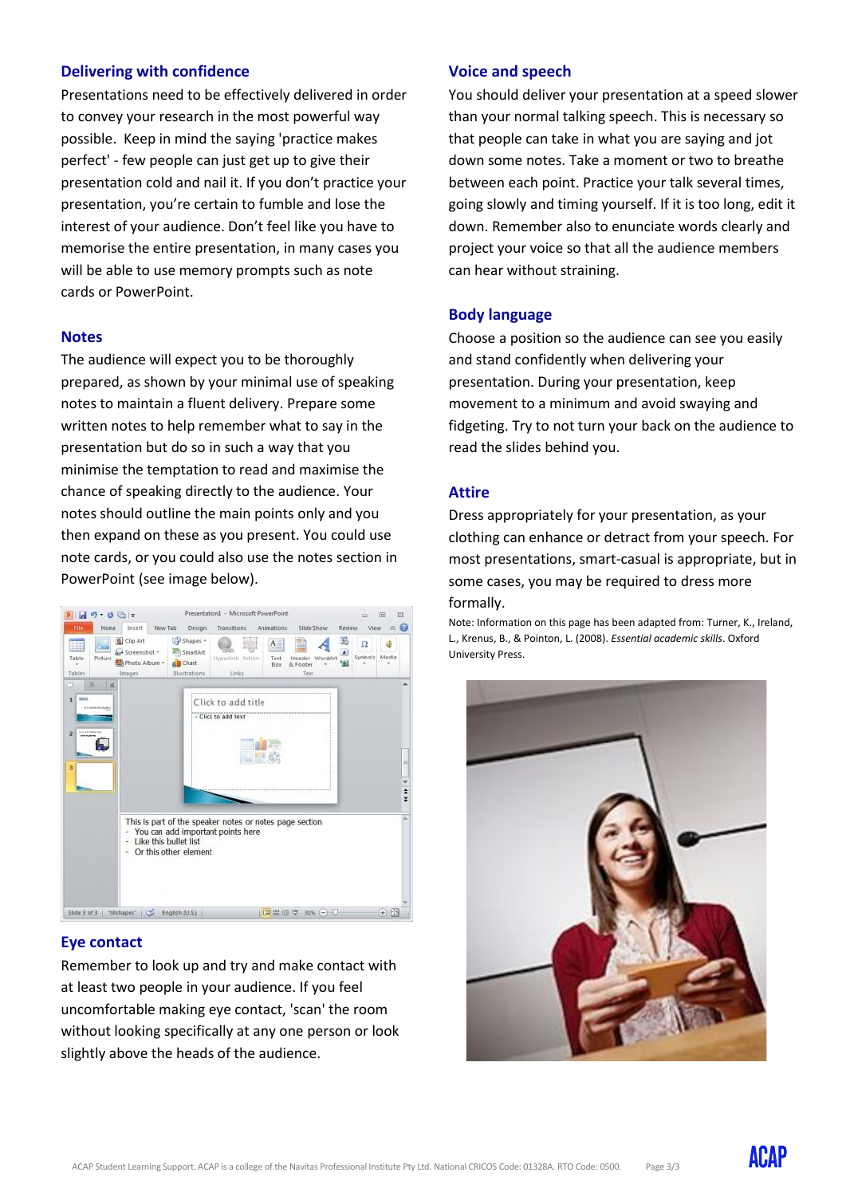## Delivering with confidence

Presentations need to be effectively delivered in order to convey your research in the most powerful way possible. Keep in mind the saying 'practice makes perfect' - few people can just get up to give their presentation cold and nail it. If you don't practice your presentation, you're certain to fumble and lose the interest of your audience. Don't feel like you have to memorise the entire presentation, in many cases you will be able to use memory prompts such as note cards or PowerPoint.

## Notes

The audience will expect you to be thoroughly prepared, as shown by your minimal use of speaking notes to maintain a fluent delivery. Prepare some written notes to help remember what to say in the presentation but do so in such a way that you minimise the temptation to read and maximise the chance of speaking directly to the audience. Your notes should outline the main points only and you then expand on these as you present. You could use note cards, or you could also use the notes section in PowerPoint (see image below).

## Eye contact

Remember to look up and try and make contact with at least two people in your audience. If you feel uncomfortable making eye contact, 'scan' the room without looking specifically at any one person or look slightly above the heads of the audience.

## Voice and speech

You should deliver your presentation at a speed slower than your normal talking speech. This is necessary so that people can take in what you are saying and jot down some notes. Take a moment or two to breathe between each point. Practice your talk several times, going slowly and timing yourself. If it is too long, edit it down. Remember also to enunciate words clearly and project your voice so that all the audience members can hear without straining.

## Body language

Choose a position so the audience can see you easily and stand confidently when delivering your presentation. During your presentation, keep movement to a minimum and avoid swaying and fidgeting. Try to not turn your back on the audience to read the slides behind you.

## Attire

Dress appropriately for your presentation, as your clothing can enhance or detract from your speech. For most presentations, smart-casual is appropriate, but in some cases, you may be required to dress more formally.

Note: Information on this page has been adapted from: Turner, K., Ireland, L., Krenus, B., & Pointon, L. (2008). *Essential academic skills*. Oxford University Press.